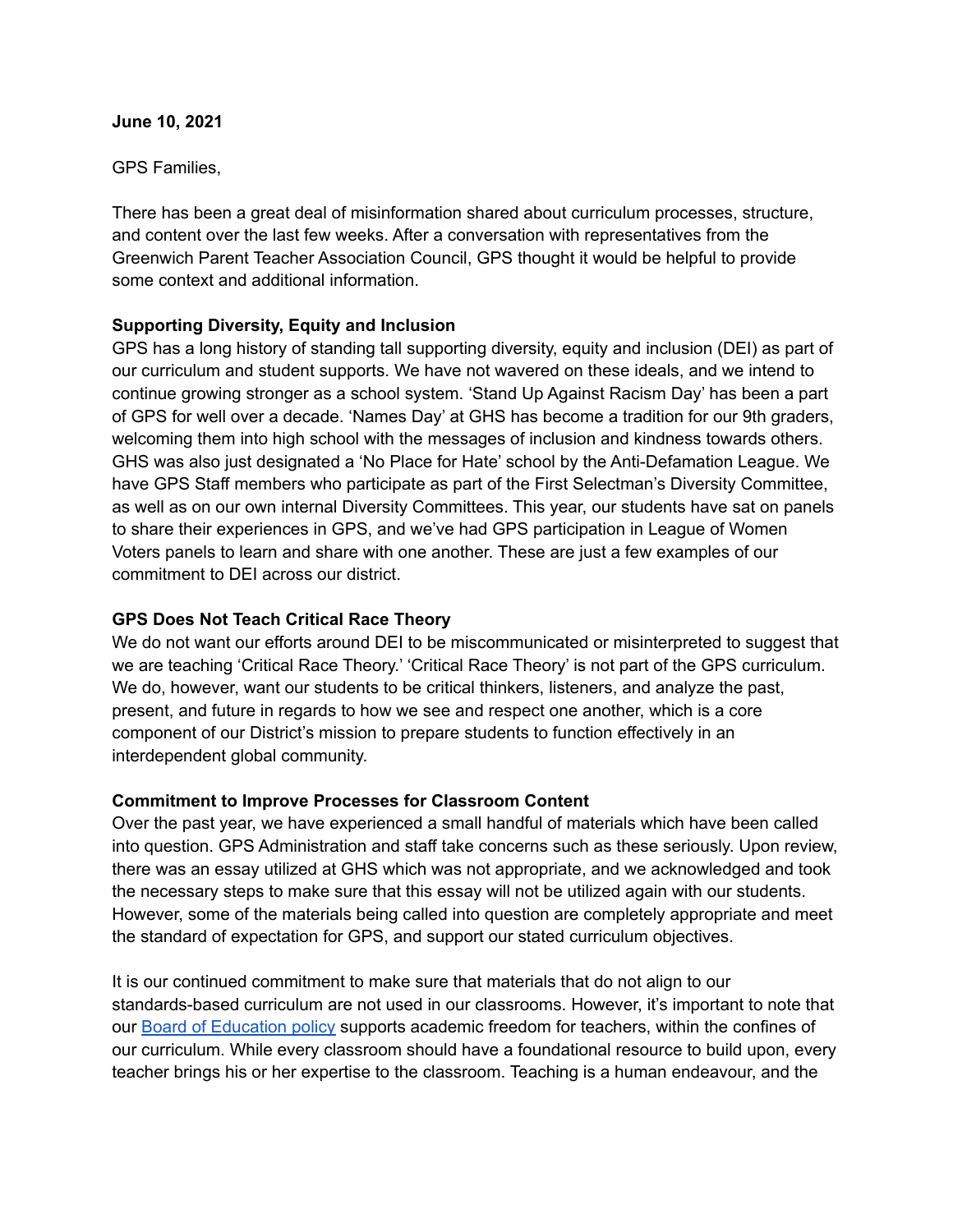**June 10, 2021**

GPS Families,

There has been a great deal of misinformation shared about curriculum processes, structure, and content over the last few weeks. After a conversation with representatives from the Greenwich Parent Teacher Association Council, GPS thought it would be helpful to provide some context and additional information.

**Supporting Diversity, Equity and Inclusion**

GPS has a long history of standing tall supporting diversity, equity and inclusion (DEI) as part of our curriculum and student supports. We have not wavered on these ideals, and we intend to continue growing stronger as a school system. 'Stand Up Against Racism Day' has been a part of GPS for well over a decade. 'Names Day' at GHS has become a tradition for our 9th graders, welcoming them into high school with the messages of inclusion and kindness towards others. GHS was also just designated a 'No Place for Hate' school by the Anti-Defamation League. We have GPS Staff members who participate as part of the First Selectman's Diversity Committee, as well as on our own internal Diversity Committees. This year, our students have sat on panels to share their experiences in GPS, and we've had GPS participation in League of Women Voters panels to learn and share with one another. These are just a few examples of our commitment to DEI across our district.

**GPS Does Not Teach Critical Race Theory**

We do not want our efforts around DEI to be miscommunicated or misinterpreted to suggest that we are teaching 'Critical Race Theory.' 'Critical Race Theory' is not part of the GPS curriculum. We do, however, want our students to be critical thinkers, listeners, and analyze the past, present, and future in regards to how we see and respect one another, which is a core component of our District's mission to prepare students to function effectively in an interdependent global community.

**Commitment to Improve Processes for Classroom Content**

Over the past year, we have experienced a small handful of materials which have been called into question. GPS Administration and staff take concerns such as these seriously. Upon review, there was an essay utilized at GHS which was not appropriate, and we acknowledged and took the necessary steps to make sure that this essay will not be utilized again with our students. However, some of the materials being called into question are completely appropriate and meet the standard of expectation for GPS, and support our stated curriculum objectives.

It is our continued commitment to make sure that materials that do not align to our standards-based curriculum are not used in our classrooms. However, it's important to note that our Board of Education policy supports academic freedom for teachers, within the confines of our curriculum. While every classroom should have a foundational resource to build upon, every teacher brings his or her expertise to the classroom. Teaching is a human endeavour, and the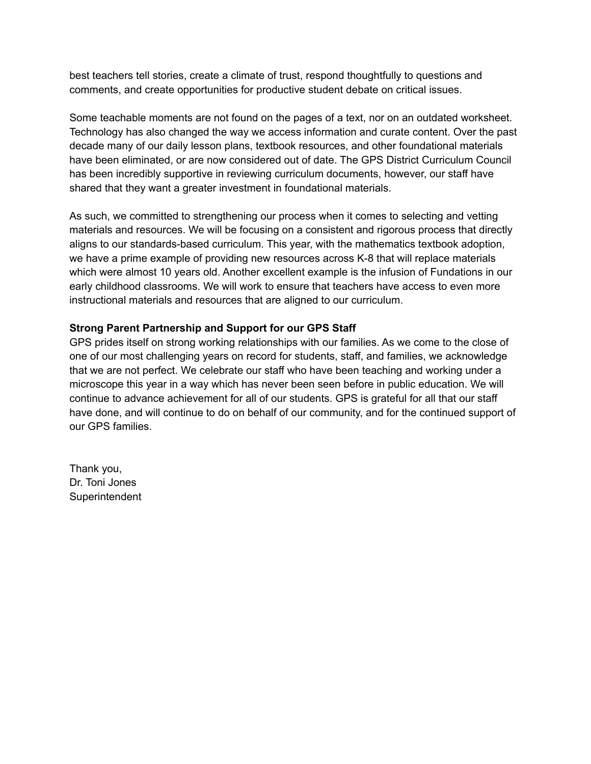best teachers tell stories, create a climate of trust, respond thoughtfully to questions and comments, and create opportunities for productive student debate on critical issues.

Some teachable moments are not found on the pages of a text, nor on an outdated worksheet. Technology has also changed the way we access information and curate content. Over the past decade many of our daily lesson plans, textbook resources, and other foundational materials have been eliminated, or are now considered out of date. The GPS District Curriculum Council has been incredibly supportive in reviewing curriculum documents, however, our staff have shared that they want a greater investment in foundational materials.

As such, we committed to strengthening our process when it comes to selecting and vetting materials and resources. We will be focusing on a consistent and rigorous process that directly aligns to our standards-based curriculum. This year, with the mathematics textbook adoption, we have a prime example of providing new resources across K-8 that will replace materials which were almost 10 years old. Another excellent example is the infusion of Fundations in our early childhood classrooms. We will work to ensure that teachers have access to even more instructional materials and resources that are aligned to our curriculum.

**Strong Parent Partnership and Support for our GPS Staff**

GPS prides itself on strong working relationships with our families. As we come to the close of one of our most challenging years on record for students, staff, and families, we acknowledge that we are not perfect. We celebrate our staff who have been teaching and working under a microscope this year in a way which has never been seen before in public education. We will continue to advance achievement for all of our students. GPS is grateful for all that our staff have done, and will continue to do on behalf of our community, and for the continued support of our GPS families.

Thank you,  
Dr. Toni Jones  
Superintendent